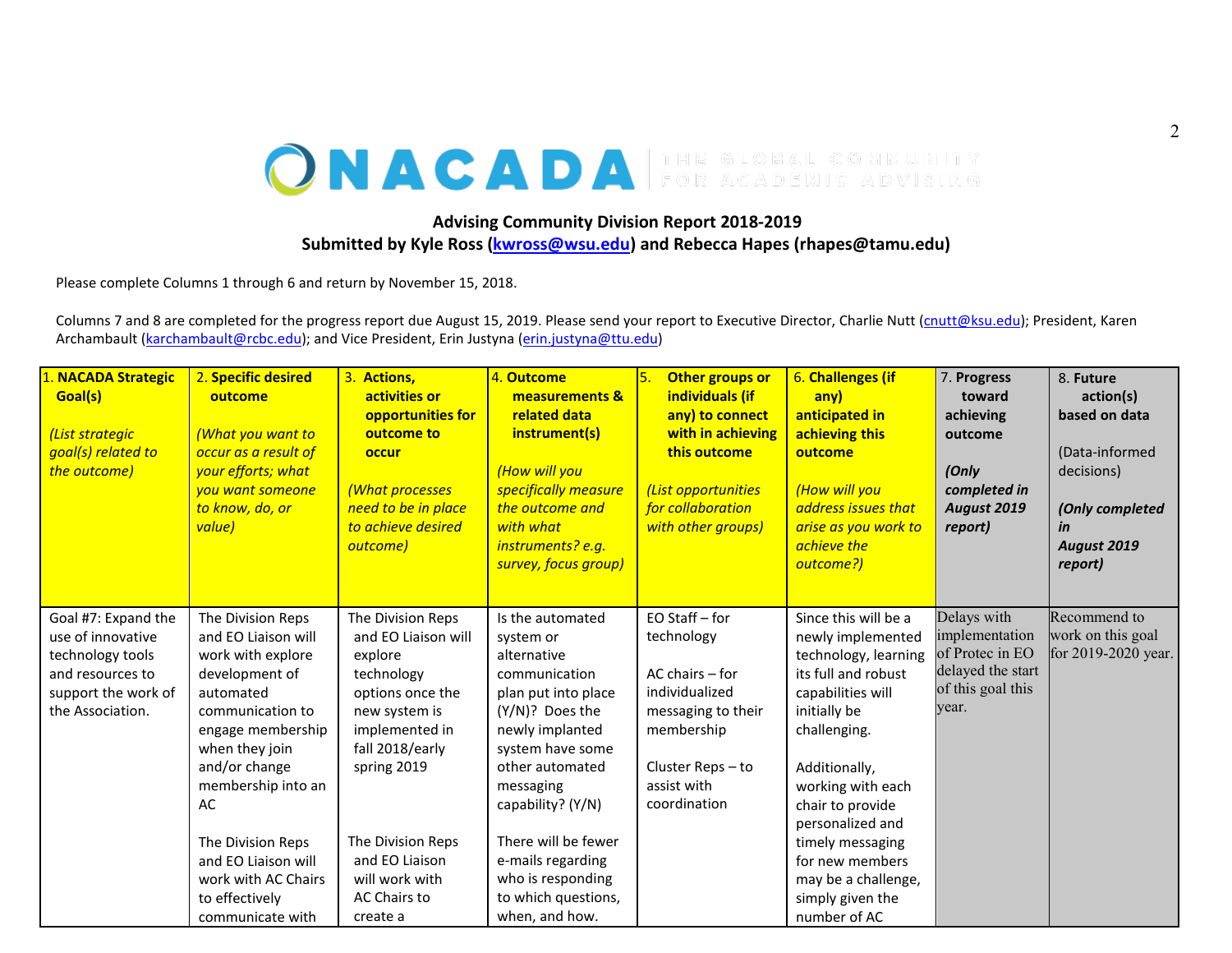NACADA THE GLOBAL COMMUNITY FOR ACADEMIC ADVISING

**Advising Community Division Report 2018-2019**
**Submitted by Kyle Ross (kwross@wsu.edu) and Rebecca Hapes (rhapes@tamu.edu)**

Please complete Columns 1 through 6 and return by November 15, 2018.

Columns 7 and 8 are completed for the progress report due August 15, 2019. Please send your report to Executive Director, Charlie Nutt (cnutt@ksu.edu); President, Karen Archambault (karchambault@rcbc.edu); and Vice President, Erin Justyna (erin.justyna@ttu.edu)

| 1. **NACADA Strategic Goal(s)** *(List strategic goal(s) related to the outcome)* | 2. **Specific desired outcome** *(What you want to occur as a result of your efforts; what you want someone to know, do, or value)* | 3. **Actions, activities or opportunities for outcome to occur** *(What processes need to be in place to achieve desired outcome)* | 4. **Outcome measurements & related data instrument(s)** *(How will you specifically measure the outcome and with what instruments? e.g. survey, focus group)* | 5. **Other groups or individuals (if any) to connect with in achieving this outcome** *(List opportunities for collaboration with other groups)* | 6. **Challenges (if any) anticipated in achieving this outcome** *(How will you address issues that arise as you work to achieve the outcome?)* | 7. **Progress toward achieving outcome** ***(Only completed in August 2019 report)*** | 8. **Future action(s) based on data** (Data-informed decisions) ***(Only completed in August 2019 report)*** |
|---|---|---|---|---|---|---|---|
| Goal #7: Expand the use of innovative technology tools and resources to support the work of the Association. | The Division Reps and EO Liaison will work with explore development of automated communication to engage membership when they join and/or change membership into an AC<br><br>The Division Reps and EO Liaison will work with AC Chairs to effectively communicate with | The Division Reps and EO Liaison will explore technology options once the new system is implemented in fall 2018/early spring 2019<br><br>The Division Reps and EO Liaison will work with AC Chairs to create a | Is the automated system or alternative communication plan put into place (Y/N)? Does the newly implanted system have some other automated messaging capability? (Y/N)<br><br>There will be fewer e-mails regarding who is responding to which questions, when, and how. | EO Staff – for technology<br><br>AC chairs – for individualized messaging to their membership<br><br>Cluster Reps – to assist with coordination | Since this will be a newly implemented technology, learning its full and robust capabilities will initially be challenging.<br><br>Additionally, working with each chair to provide personalized and timely messaging for new members may be a challenge, simply given the number of AC | Delays with implementation of Protec in EO delayed the start of this goal this year. | Recommend to work on this goal for 2019-2020 year. |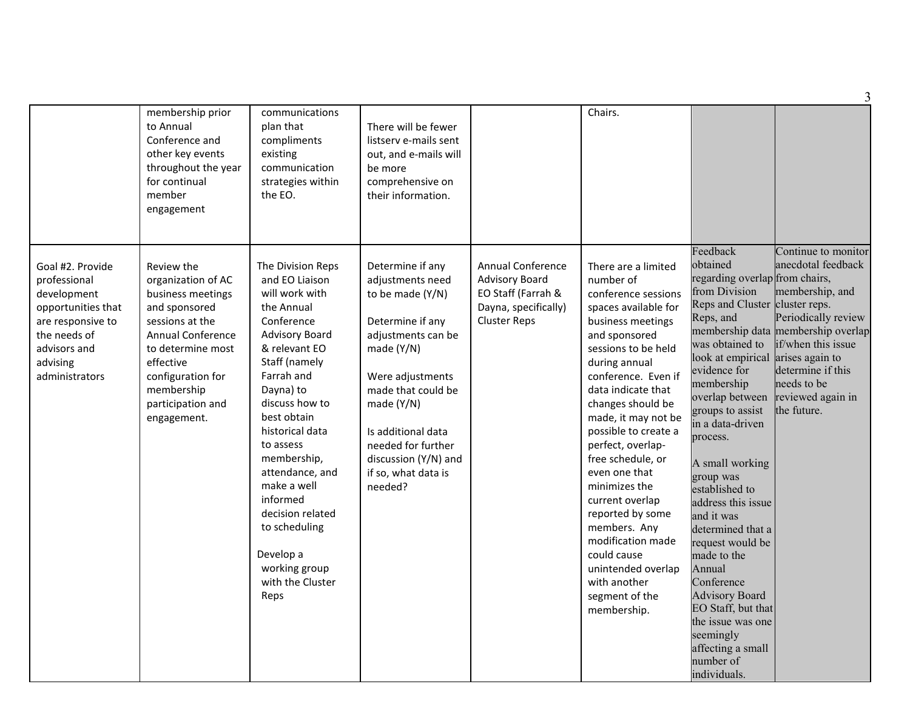|  |  |  |  |  |  |  |  |
|---|---|---|---|---|---|---|---|
|  | membership prior to Annual Conference and other key events throughout the year for continual member engagement | communications plan that compliments existing communication strategies within the EO. | There will be fewer listserv e-mails sent out, and e-mails will be more comprehensive on their information. |  | Chairs. |  |  |
| Goal #2. Provide professional development opportunities that are responsive to the needs of advisors and advising administrators | Review the organization of AC business meetings and sponsored sessions at the Annual Conference to determine most effective configuration for membership participation and engagement. | The Division Reps and EO Liaison will work with the Annual Conference Advisory Board & relevant EO Staff (namely Farrah and Dayna) to discuss how to best obtain historical data to assess membership, attendance, and make a well informed decision related to scheduling<br><br>Develop a working group with the Cluster Reps | Determine if any adjustments need to be made (Y/N)<br><br>Determine if any adjustments can be made (Y/N)<br><br>Were adjustments made that could be made (Y/N)<br><br>Is additional data needed for further discussion (Y/N) and if so, what data is needed? | Annual Conference Advisory Board<br>EO Staff (Farrah & Dayna, specifically)<br>Cluster Reps | There are a limited number of conference sessions spaces available for business meetings and sponsored sessions to be held during annual conference. Even if data indicate that changes should be made, it may not be possible to create a perfect, overlap-free schedule, or even one that minimizes the current overlap reported by some members. Any modification made could cause unintended overlap with another segment of the membership. | Feedback obtained regarding overlap from Division Reps and Cluster Reps, and membership data was obtained to look at empirical evidence for membership overlap between groups to assist in a data-driven process.<br><br>A small working group was established to address this issue and it was determined that a request would be made to the Annual Conference Advisory Board EO Staff, but that the issue was one seemingly affecting a small number of individuals. | Continue to monitor anecdotal feedback from chairs, membership, and cluster reps. Periodically review membership overlap if/when this issue arises again to determine if this needs to be reviewed again in the future. |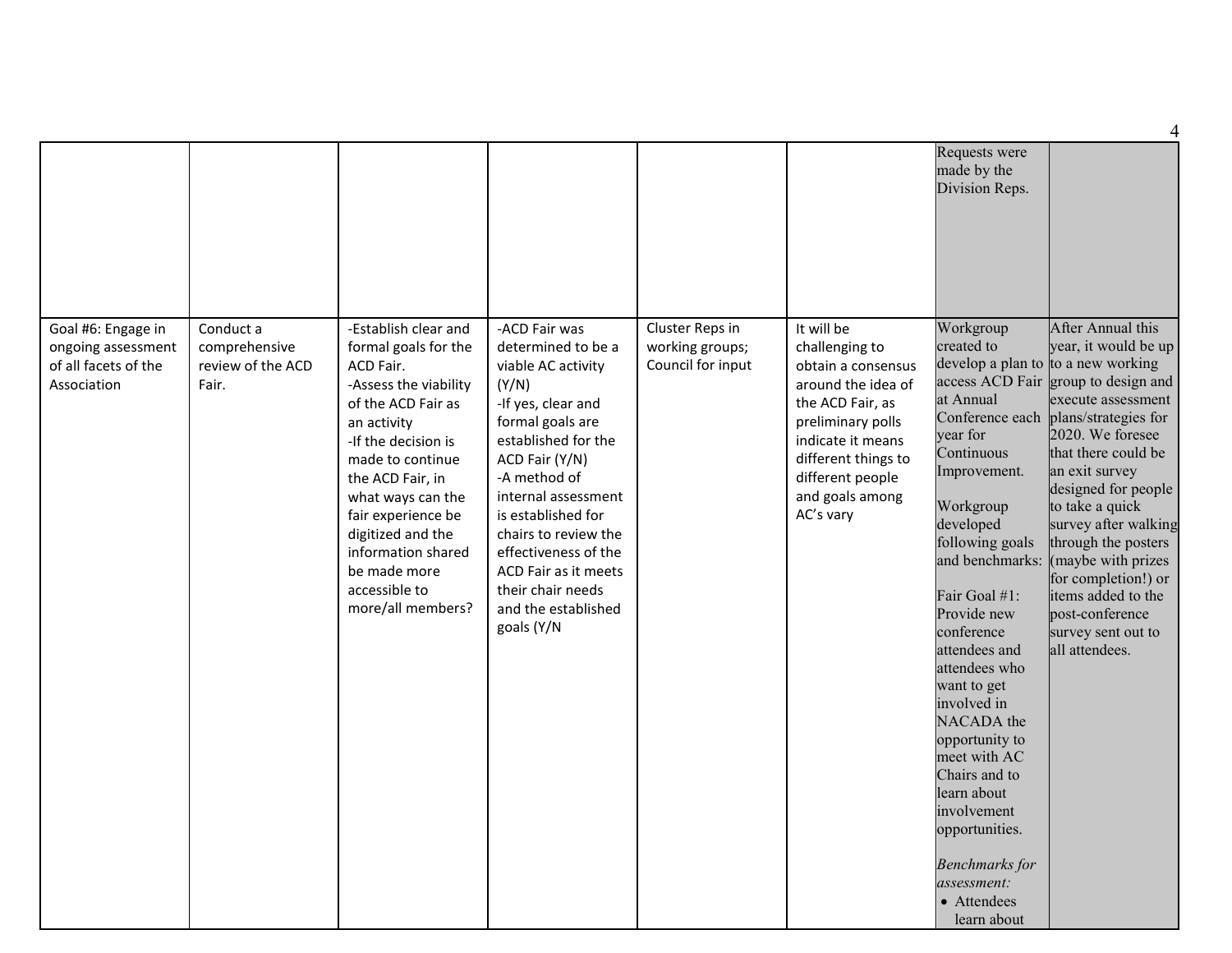| | | | | | | | |
|---|---|---|---|---|---|---|---|
| | | | | | | Requests were made by the Division Reps. | |
| Goal #6: Engage in ongoing assessment of all facets of the Association | Conduct a comprehensive review of the ACD Fair. | -Establish clear and formal goals for the ACD Fair.<br>-Assess the viability of the ACD Fair as an activity<br>-If the decision is made to continue the ACD Fair, in what ways can the fair experience be digitized and the information shared be made more accessible to more/all members? | -ACD Fair was determined to be a viable AC activity (Y/N)<br>-If yes, clear and formal goals are established for the ACD Fair (Y/N)<br>-A method of internal assessment is established for chairs to review the effectiveness of the ACD Fair as it meets their chair needs and the established goals (Y/N | Cluster Reps in working groups; Council for input | It will be challenging to obtain a consensus around the idea of the ACD Fair, as preliminary polls indicate it means different things to different people and goals among AC's vary | Workgroup created to develop a plan to access ACD Fair at Annual Conference each year for Continuous Improvement.<br><br>Workgroup developed following goals and benchmarks:<br><br>Fair Goal #1: Provide new conference attendees and attendees who want to get involved in NACADA the opportunity to meet with AC Chairs and to learn about involvement opportunities.<br><br>*Benchmarks for assessment:*<br>• Attendees learn about | After Annual this year, it would be up to a new working group to design and execute assessment plans/strategies for 2020. We foresee that there could be an exit survey designed for people to take a quick survey after walking through the posters (maybe with prizes for completion!) or items added to the post-conference survey sent out to all attendees. |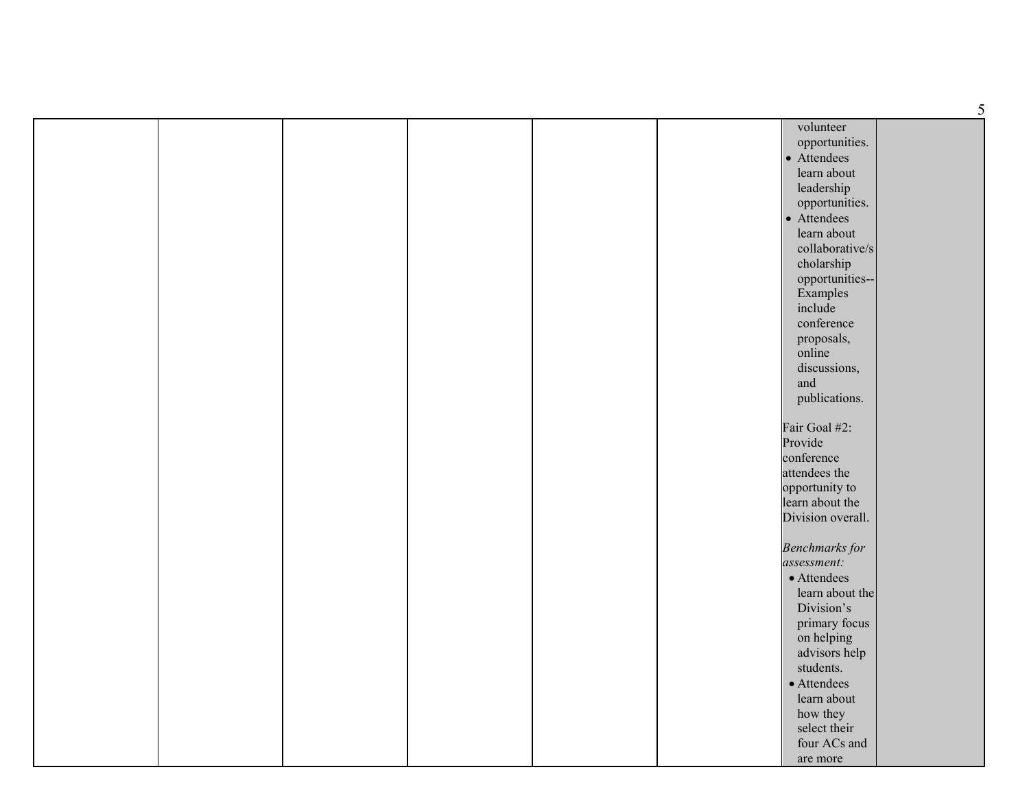|  |  |  |  |  |  | volunteer opportunities.<br>• Attendees learn about leadership opportunities.<br>• Attendees learn about collaborative/scholarship opportunities--Examples include conference proposals, online discussions, and publications.<br><br>Fair Goal #2: Provide conference attendees the opportunity to learn about the Division overall.<br><br>*Benchmarks for assessment:*<br>• Attendees learn about the Division's primary focus on helping advisors help students.<br>• Attendees learn about how they select their four ACs and are more |  |
|---|---|---|---|---|---|---|---|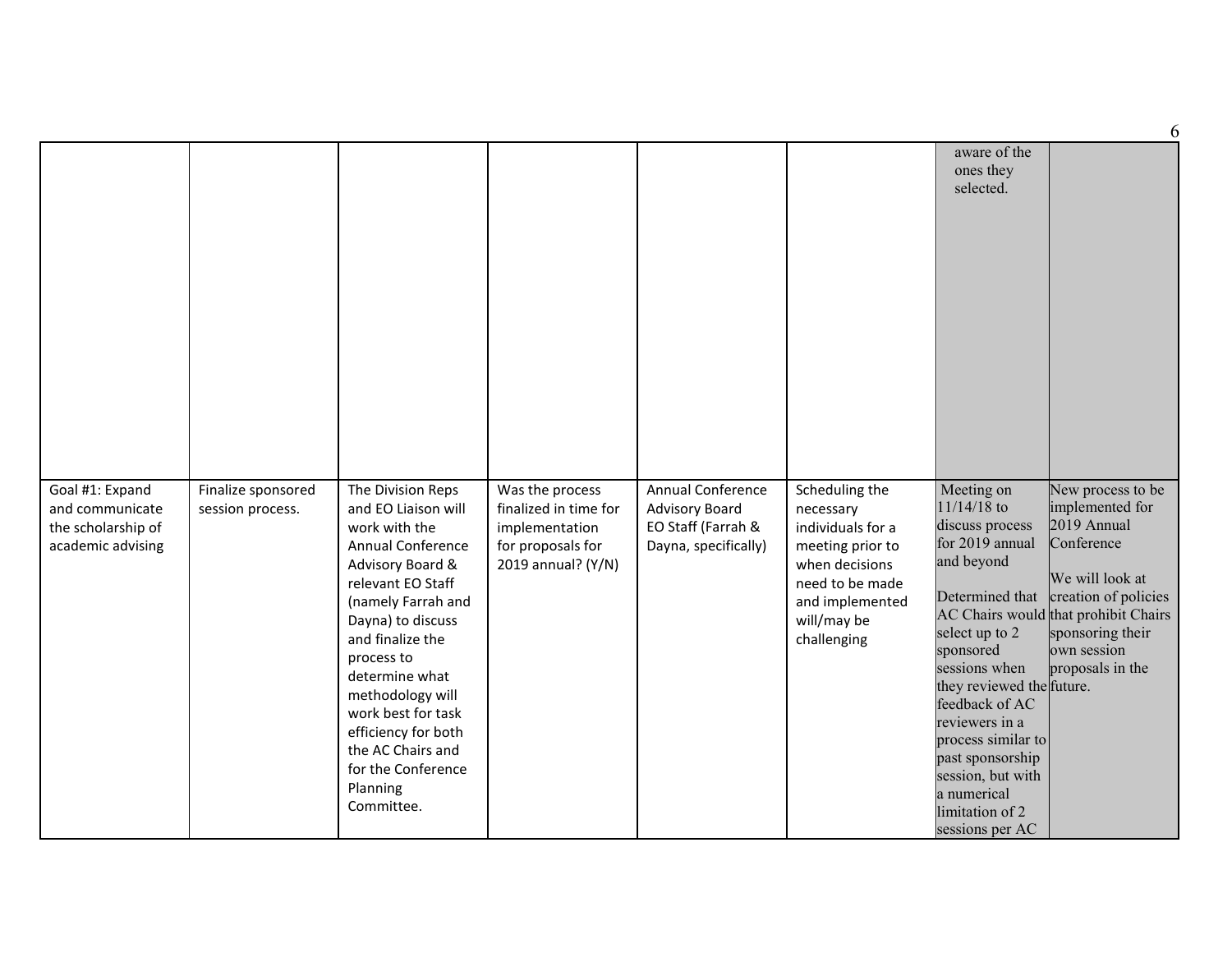| | | | | | | | |
|---|---|---|---|---|---|---|---|
| | | | | | | aware of the ones they selected. | |
| Goal #1: Expand and communicate the scholarship of academic advising | Finalize sponsored session process. | The Division Reps and EO Liaison will work with the Annual Conference Advisory Board & relevant EO Staff (namely Farrah and Dayna) to discuss and finalize the process to determine what methodology will work best for task efficiency for both the AC Chairs and for the Conference Planning Committee. | Was the process finalized in time for implementation for proposals for 2019 annual? (Y/N) | Annual Conference Advisory Board EO Staff (Farrah & Dayna, specifically) | Scheduling the necessary individuals for a meeting prior to when decisions need to be made and implemented will/may be challenging | Meeting on 11/14/18 to discuss process for 2019 annual and beyond<br><br>Determined that AC Chairs would select up to 2 sponsored sessions when they reviewed the feedback of AC reviewers in a process similar to past sponsorship session, but with a numerical limitation of 2 sessions per AC | New process to be implemented for 2019 Annual Conference<br><br>We will look at creation of policies that prohibit Chairs sponsoring their own session proposals in the future. |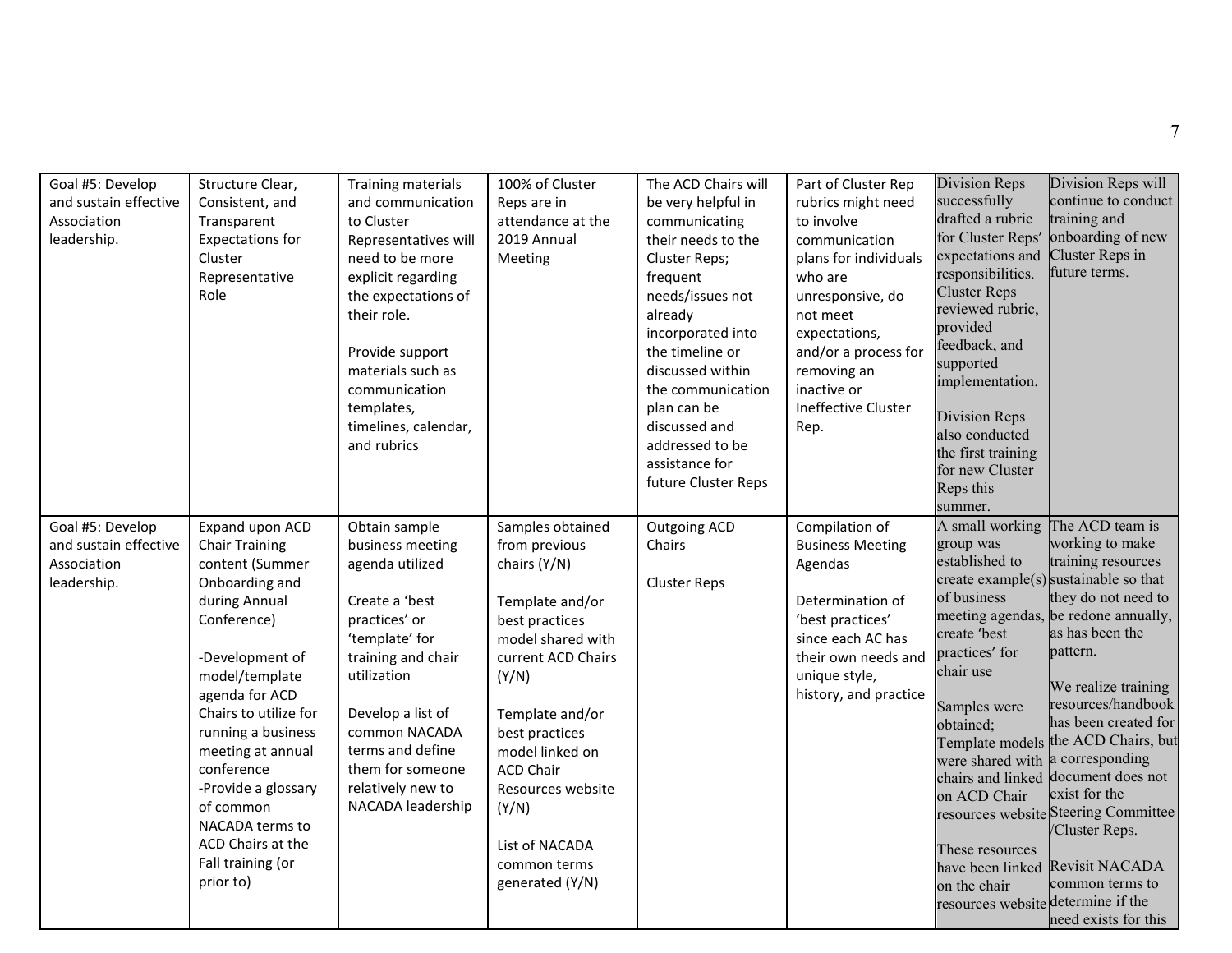| Goal #5: Develop and sustain effective Association leadership. | Structure Clear, Consistent, and Transparent Expectations for Cluster Representative Role | Training materials and communication to Cluster Representatives will need to be more explicit regarding the expectations of their role.<br><br>Provide support materials such as communication templates, timelines, calendar, and rubrics | 100% of Cluster Reps are in attendance at the 2019 Annual Meeting | The ACD Chairs will be very helpful in communicating their needs to the Cluster Reps; frequent needs/issues not already incorporated into the timeline or discussed within the communication plan can be discussed and addressed to be assistance for future Cluster Reps | Part of Cluster Rep rubrics might need to involve communication plans for individuals who are unresponsive, do not meet expectations, and/or a process for removing an inactive or Ineffective Cluster Rep. | Division Reps successfully drafted a rubric for Cluster Reps' expectations and responsibilities. Cluster Reps reviewed rubric, provided feedback, and supported implementation.<br><br>Division Reps also conducted the first training for new Cluster Reps this summer. | Division Reps will continue to conduct training and onboarding of new Cluster Reps in future terms. |
|---|---|---|---|---|---|---|---|
| Goal #5: Develop and sustain effective Association leadership. | Expand upon ACD Chair Training content (Summer Onboarding and during Annual Conference)<br><br>-Development of model/template agenda for ACD Chairs to utilize for running a business meeting at annual conference<br>-Provide a glossary of common NACADA terms to ACD Chairs at the Fall training (or prior to) | Obtain sample business meeting agenda utilized<br><br>Create a 'best practices' or 'template' for training and chair utilization<br><br>Develop a list of common NACADA terms and define them for someone relatively new to NACADA leadership | Samples obtained from previous chairs (Y/N)<br><br>Template and/or best practices model shared with current ACD Chairs (Y/N)<br><br>Template and/or best practices model linked on ACD Chair Resources website (Y/N)<br><br>List of NACADA common terms generated (Y/N) | Outgoing ACD Chairs<br><br>Cluster Reps | Compilation of Business Meeting Agendas<br><br>Determination of 'best practices' since each AC has their own needs and unique style, history, and practice | A small working group was established to create example(s) of business meeting agendas, create 'best practices' for chair use<br><br>Samples were obtained; Template models were shared with chairs and linked on ACD Chair resources website<br><br>These resources have been linked on the chair resources website | The ACD team is working to make training resources sustainable so that they do not need to be redone annually, as has been the pattern.<br><br>We realize training resources/handbook has been created for the ACD Chairs, but a corresponding document does not exist for the Steering Committee /Cluster Reps.<br><br>Revisit NACADA common terms to determine if the need exists for this |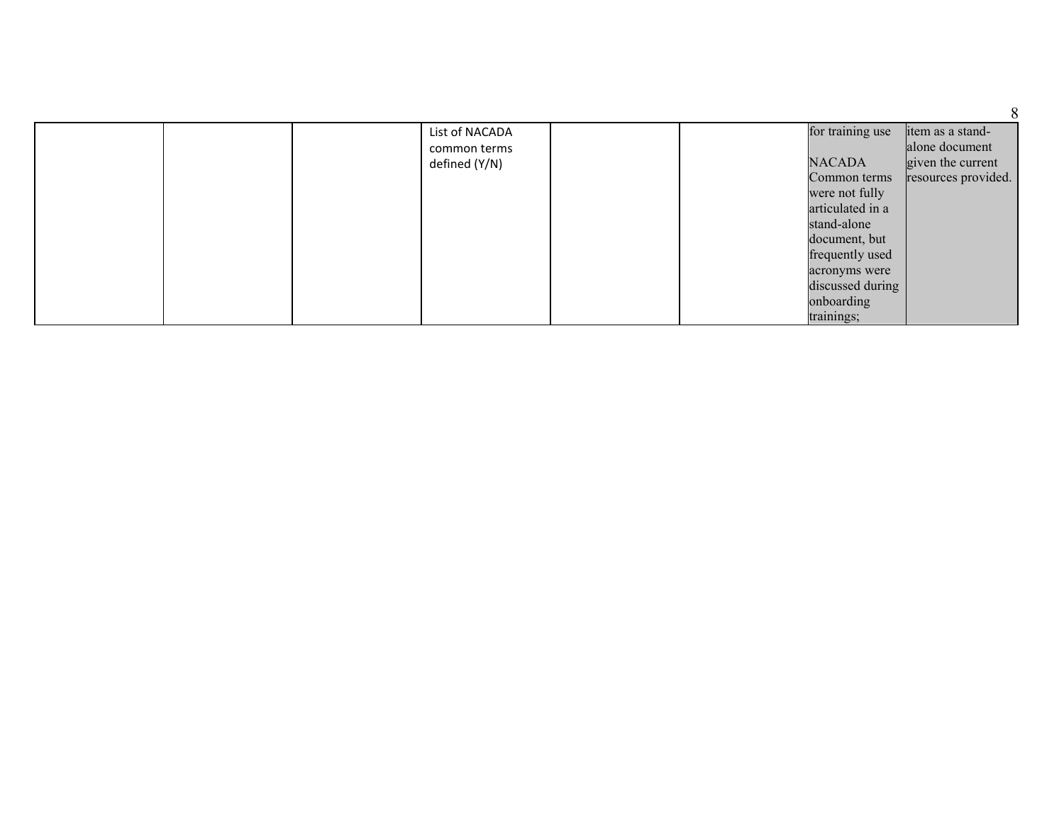| | | | | | | | |
|---|---|---|---|---|---|---|---|
| | | | List of NACADA common terms defined (Y/N) | | | for training use<br><br>NACADA Common terms were not fully articulated in a stand-alone document, but frequently used acronyms were discussed during onboarding trainings; | item as a stand-alone document given the current resources provided. |